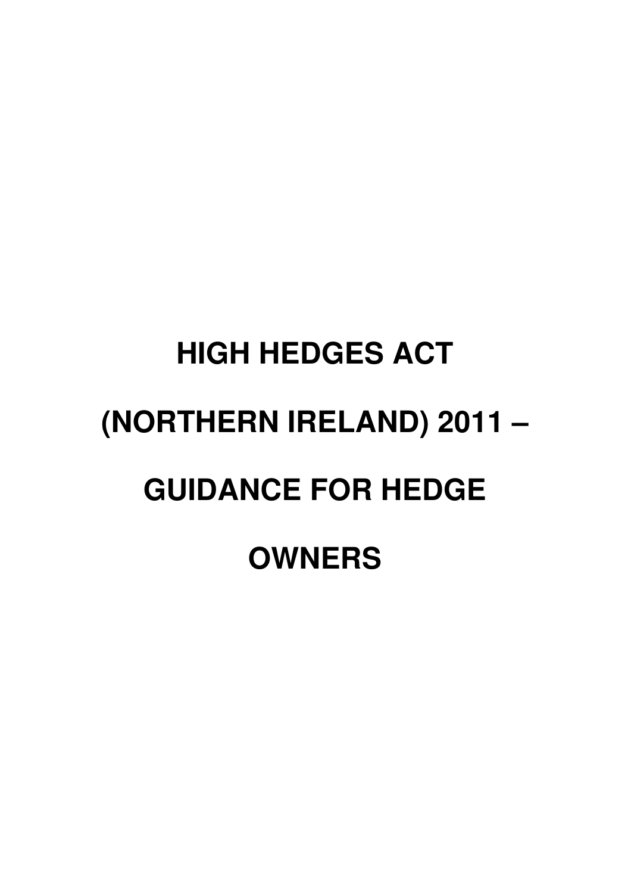# HIGH HEDGES ACT (NORTHERN IRELAND) 2011 – GUIDANCE FOR HEDGE OWNERS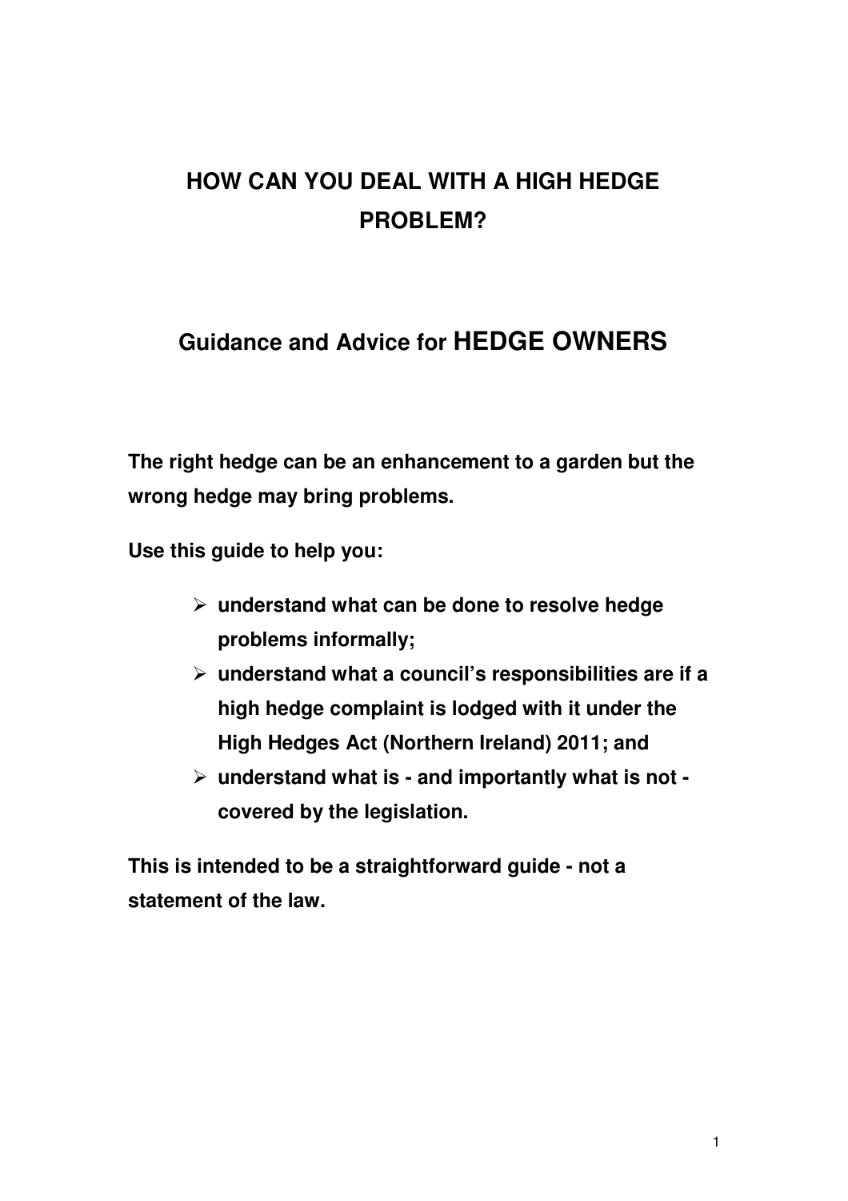# HOW CAN YOU DEAL WITH A HIGH HEDGE PROBLEM?

## Guidance and Advice for HEDGE OWNERS

**The right hedge can be an enhancement to a garden but the wrong hedge may bring problems.**

**Use this guide to help you:**

- **understand what can be done to resolve hedge problems informally;**
- **understand what a council's responsibilities are if a high hedge complaint is lodged with it under the High Hedges Act (Northern Ireland) 2011; and**
- **understand what is - and importantly what is not - covered by the legislation.**

**This is intended to be a straightforward guide - not a statement of the law.**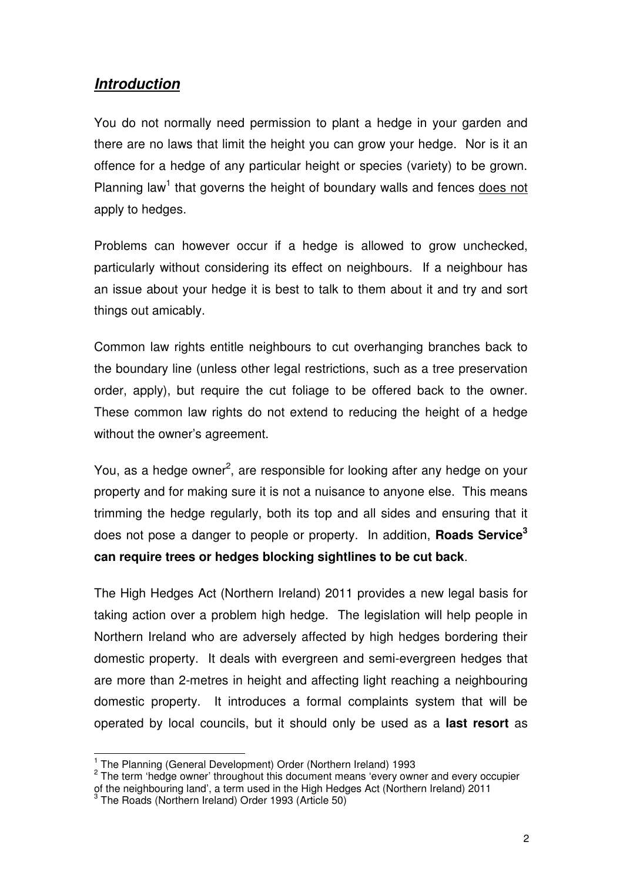## ***Introduction***

You do not normally need permission to plant a hedge in your garden and there are no laws that limit the height you can grow your hedge. Nor is it an offence for a hedge of any particular height or species (variety) to be grown. Planning law[1] that governs the height of boundary walls and fences does not apply to hedges.

Problems can however occur if a hedge is allowed to grow unchecked, particularly without considering its effect on neighbours. If a neighbour has an issue about your hedge it is best to talk to them about it and try and sort things out amicably.

Common law rights entitle neighbours to cut overhanging branches back to the boundary line (unless other legal restrictions, such as a tree preservation order, apply), but require the cut foliage to be offered back to the owner. These common law rights do not extend to reducing the height of a hedge without the owner's agreement.

You, as a hedge owner[2], are responsible for looking after any hedge on your property and for making sure it is not a nuisance to anyone else. This means trimming the hedge regularly, both its top and all sides and ensuring that it does not pose a danger to people or property. In addition, **Roads Service[3] can require trees or hedges blocking sightlines to be cut back**.

The High Hedges Act (Northern Ireland) 2011 provides a new legal basis for taking action over a problem high hedge. The legislation will help people in Northern Ireland who are adversely affected by high hedges bordering their domestic property. It deals with evergreen and semi-evergreen hedges that are more than 2-metres in height and affecting light reaching a neighbouring domestic property. It introduces a formal complaints system that will be operated by local councils, but it should only be used as a **last resort** as

---

[1] The Planning (General Development) Order (Northern Ireland) 1993

[2] The term 'hedge owner' throughout this document means 'every owner and every occupier of the neighbouring land', a term used in the High Hedges Act (Northern Ireland) 2011

[3] The Roads (Northern Ireland) Order 1993 (Article 50)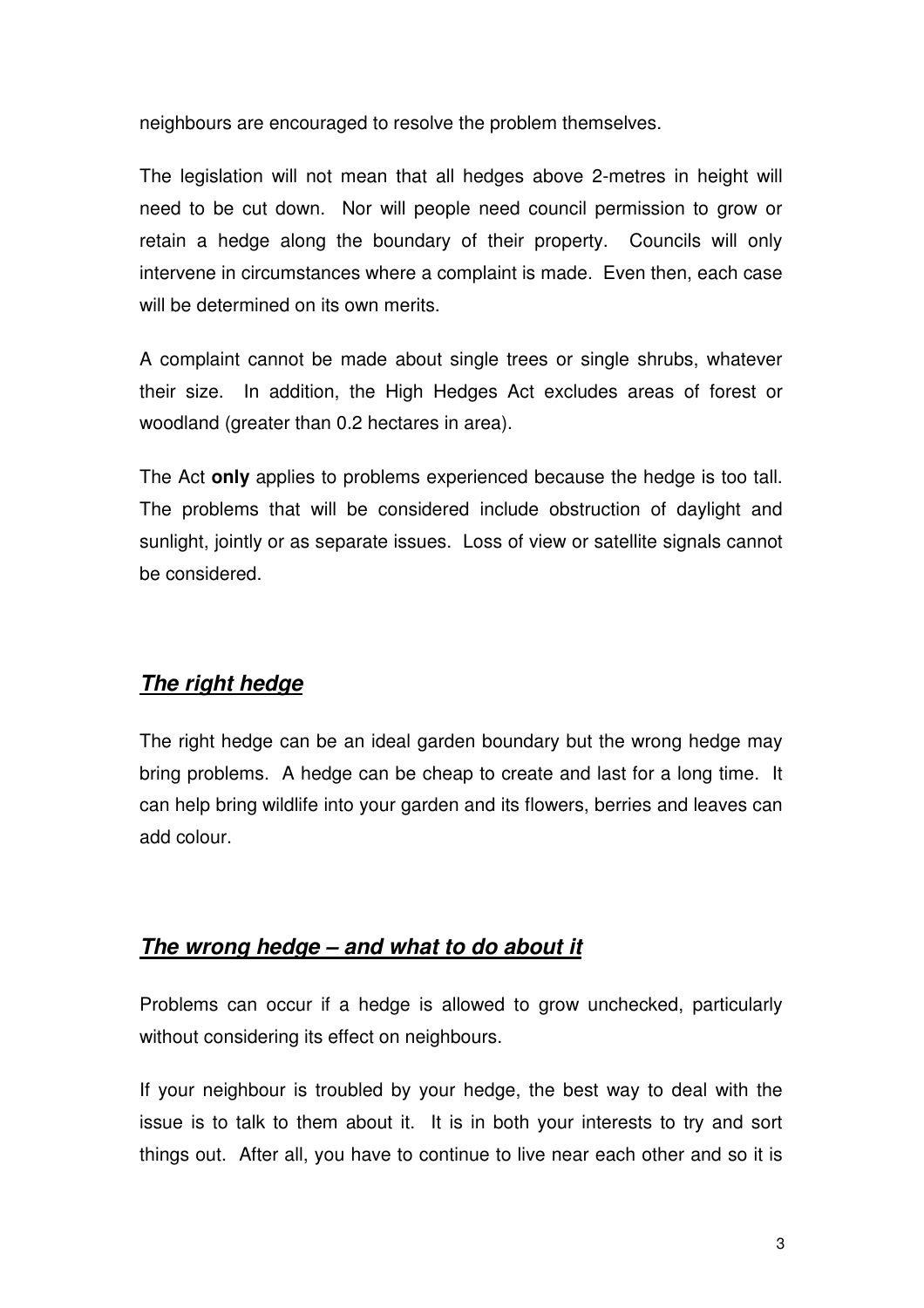neighbours are encouraged to resolve the problem themselves.

The legislation will not mean that all hedges above 2-metres in height will need to be cut down. Nor will people need council permission to grow or retain a hedge along the boundary of their property. Councils will only intervene in circumstances where a complaint is made. Even then, each case will be determined on its own merits.

A complaint cannot be made about single trees or single shrubs, whatever their size. In addition, the High Hedges Act excludes areas of forest or woodland (greater than 0.2 hectares in area).

The Act **only** applies to problems experienced because the hedge is too tall. The problems that will be considered include obstruction of daylight and sunlight, jointly or as separate issues. Loss of view or satellite signals cannot be considered.

## ***The right hedge***

The right hedge can be an ideal garden boundary but the wrong hedge may bring problems. A hedge can be cheap to create and last for a long time. It can help bring wildlife into your garden and its flowers, berries and leaves can add colour.

## ***The wrong hedge – and what to do about it***

Problems can occur if a hedge is allowed to grow unchecked, particularly without considering its effect on neighbours.

If your neighbour is troubled by your hedge, the best way to deal with the issue is to talk to them about it. It is in both your interests to try and sort things out. After all, you have to continue to live near each other and so it is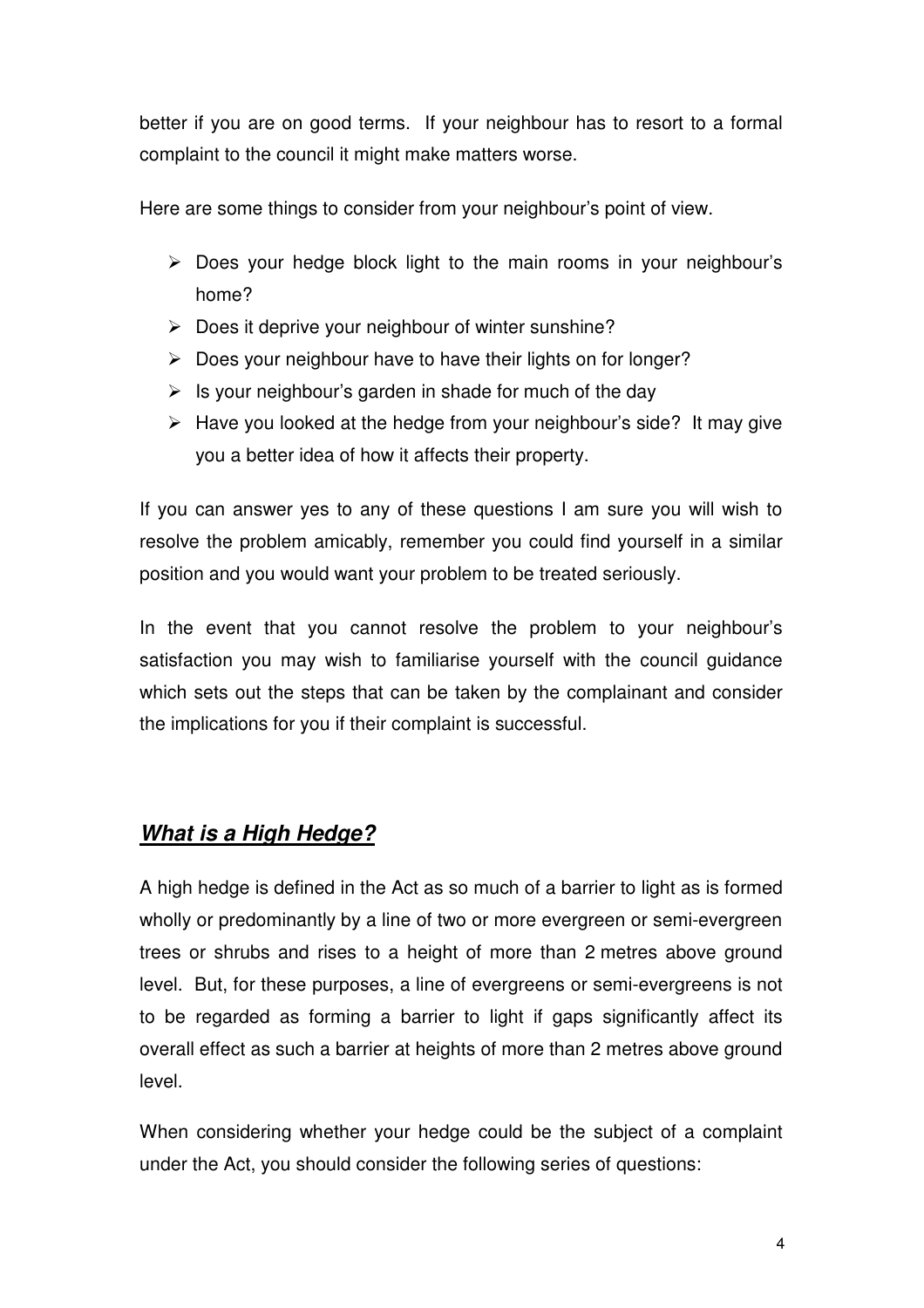better if you are on good terms. If your neighbour has to resort to a formal complaint to the council it might make matters worse.

Here are some things to consider from your neighbour's point of view.

- Does your hedge block light to the main rooms in your neighbour's home?
- Does it deprive your neighbour of winter sunshine?
- Does your neighbour have to have their lights on for longer?
- Is your neighbour's garden in shade for much of the day
- Have you looked at the hedge from your neighbour's side? It may give you a better idea of how it affects their property.

If you can answer yes to any of these questions I am sure you will wish to resolve the problem amicably, remember you could find yourself in a similar position and you would want your problem to be treated seriously.

In the event that you cannot resolve the problem to your neighbour's satisfaction you may wish to familiarise yourself with the council guidance which sets out the steps that can be taken by the complainant and consider the implications for you if their complaint is successful.

## ***What is a High Hedge?***

A high hedge is defined in the Act as so much of a barrier to light as is formed wholly or predominantly by a line of two or more evergreen or semi-evergreen trees or shrubs and rises to a height of more than 2 metres above ground level. But, for these purposes, a line of evergreens or semi-evergreens is not to be regarded as forming a barrier to light if gaps significantly affect its overall effect as such a barrier at heights of more than 2 metres above ground level.

When considering whether your hedge could be the subject of a complaint under the Act, you should consider the following series of questions: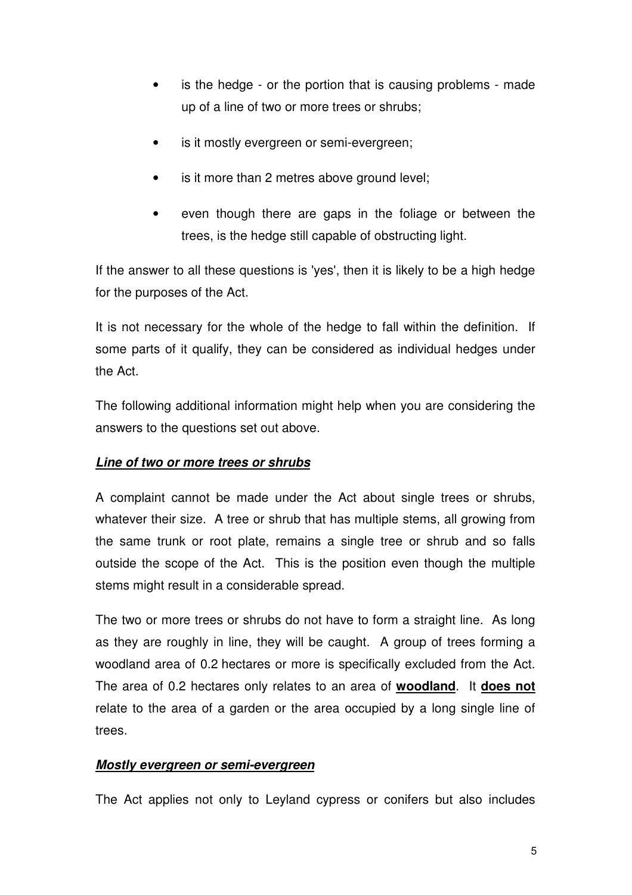- is the hedge - or the portion that is causing problems - made up of a line of two or more trees or shrubs;
- is it mostly evergreen or semi-evergreen;
- is it more than 2 metres above ground level;
- even though there are gaps in the foliage or between the trees, is the hedge still capable of obstructing light.

If the answer to all these questions is 'yes', then it is likely to be a high hedge for the purposes of the Act.

It is not necessary for the whole of the hedge to fall within the definition. If some parts of it qualify, they can be considered as individual hedges under the Act.

The following additional information might help when you are considering the answers to the questions set out above.

***Line of two or more trees or shrubs***

A complaint cannot be made under the Act about single trees or shrubs, whatever their size. A tree or shrub that has multiple stems, all growing from the same trunk or root plate, remains a single tree or shrub and so falls outside the scope of the Act. This is the position even though the multiple stems might result in a considerable spread.

The two or more trees or shrubs do not have to form a straight line. As long as they are roughly in line, they will be caught. A group of trees forming a woodland area of 0.2 hectares or more is specifically excluded from the Act. The area of 0.2 hectares only relates to an area of **woodland**. It **does not** relate to the area of a garden or the area occupied by a long single line of trees.

***Mostly evergreen or semi-evergreen***

The Act applies not only to Leyland cypress or conifers but also includes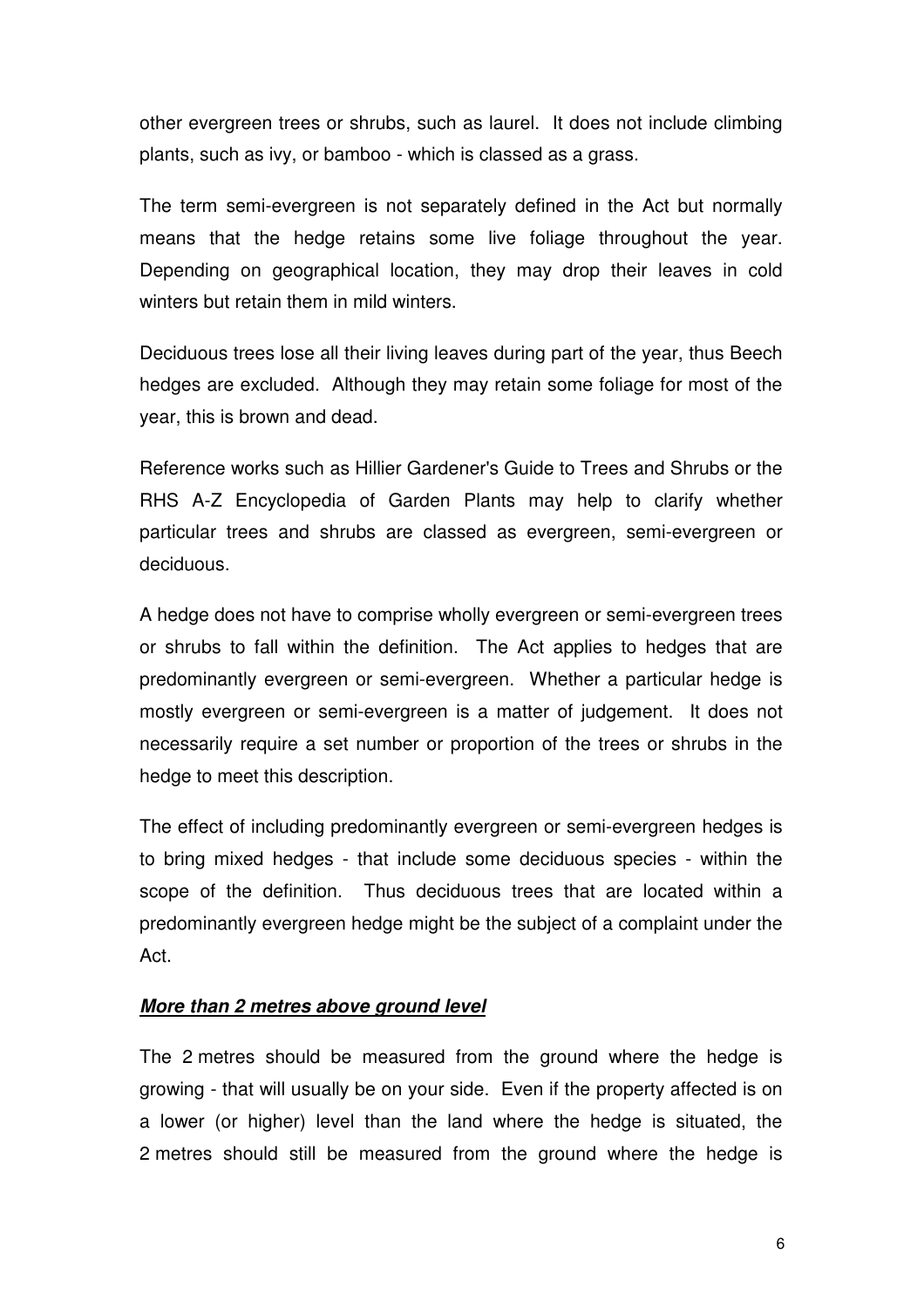other evergreen trees or shrubs, such as laurel. It does not include climbing plants, such as ivy, or bamboo - which is classed as a grass.

The term semi-evergreen is not separately defined in the Act but normally means that the hedge retains some live foliage throughout the year. Depending on geographical location, they may drop their leaves in cold winters but retain them in mild winters.

Deciduous trees lose all their living leaves during part of the year, thus Beech hedges are excluded. Although they may retain some foliage for most of the year, this is brown and dead.

Reference works such as Hillier Gardener's Guide to Trees and Shrubs or the RHS A-Z Encyclopedia of Garden Plants may help to clarify whether particular trees and shrubs are classed as evergreen, semi-evergreen or deciduous.

A hedge does not have to comprise wholly evergreen or semi-evergreen trees or shrubs to fall within the definition. The Act applies to hedges that are predominantly evergreen or semi-evergreen. Whether a particular hedge is mostly evergreen or semi-evergreen is a matter of judgement. It does not necessarily require a set number or proportion of the trees or shrubs in the hedge to meet this description.

The effect of including predominantly evergreen or semi-evergreen hedges is to bring mixed hedges - that include some deciduous species - within the scope of the definition. Thus deciduous trees that are located within a predominantly evergreen hedge might be the subject of a complaint under the Act.

***More than 2 metres above ground level***

The 2 metres should be measured from the ground where the hedge is growing - that will usually be on your side. Even if the property affected is on a lower (or higher) level than the land where the hedge is situated, the 2 metres should still be measured from the ground where the hedge is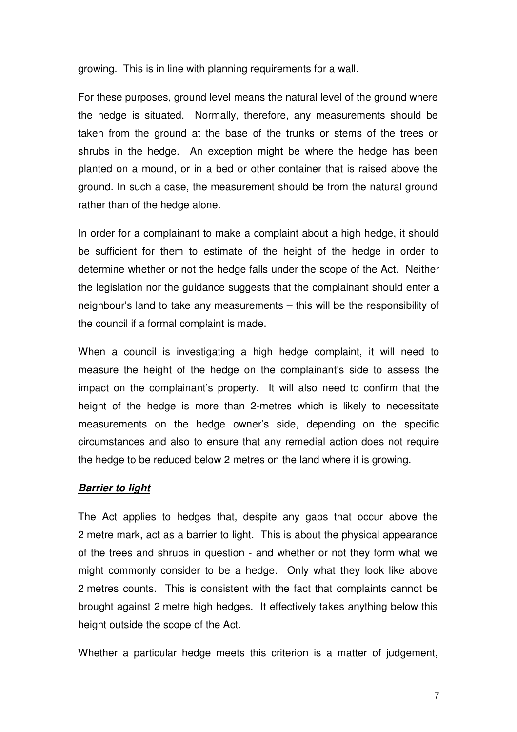growing. This is in line with planning requirements for a wall.

For these purposes, ground level means the natural level of the ground where the hedge is situated. Normally, therefore, any measurements should be taken from the ground at the base of the trunks or stems of the trees or shrubs in the hedge. An exception might be where the hedge has been planted on a mound, or in a bed or other container that is raised above the ground. In such a case, the measurement should be from the natural ground rather than of the hedge alone.

In order for a complainant to make a complaint about a high hedge, it should be sufficient for them to estimate of the height of the hedge in order to determine whether or not the hedge falls under the scope of the Act. Neither the legislation nor the guidance suggests that the complainant should enter a neighbour's land to take any measurements – this will be the responsibility of the council if a formal complaint is made.

When a council is investigating a high hedge complaint, it will need to measure the height of the hedge on the complainant's side to assess the impact on the complainant's property. It will also need to confirm that the height of the hedge is more than 2-metres which is likely to necessitate measurements on the hedge owner's side, depending on the specific circumstances and also to ensure that any remedial action does not require the hedge to be reduced below 2 metres on the land where it is growing.

***Barrier to light***

The Act applies to hedges that, despite any gaps that occur above the 2 metre mark, act as a barrier to light. This is about the physical appearance of the trees and shrubs in question - and whether or not they form what we might commonly consider to be a hedge. Only what they look like above 2 metres counts. This is consistent with the fact that complaints cannot be brought against 2 metre high hedges. It effectively takes anything below this height outside the scope of the Act.

Whether a particular hedge meets this criterion is a matter of judgement,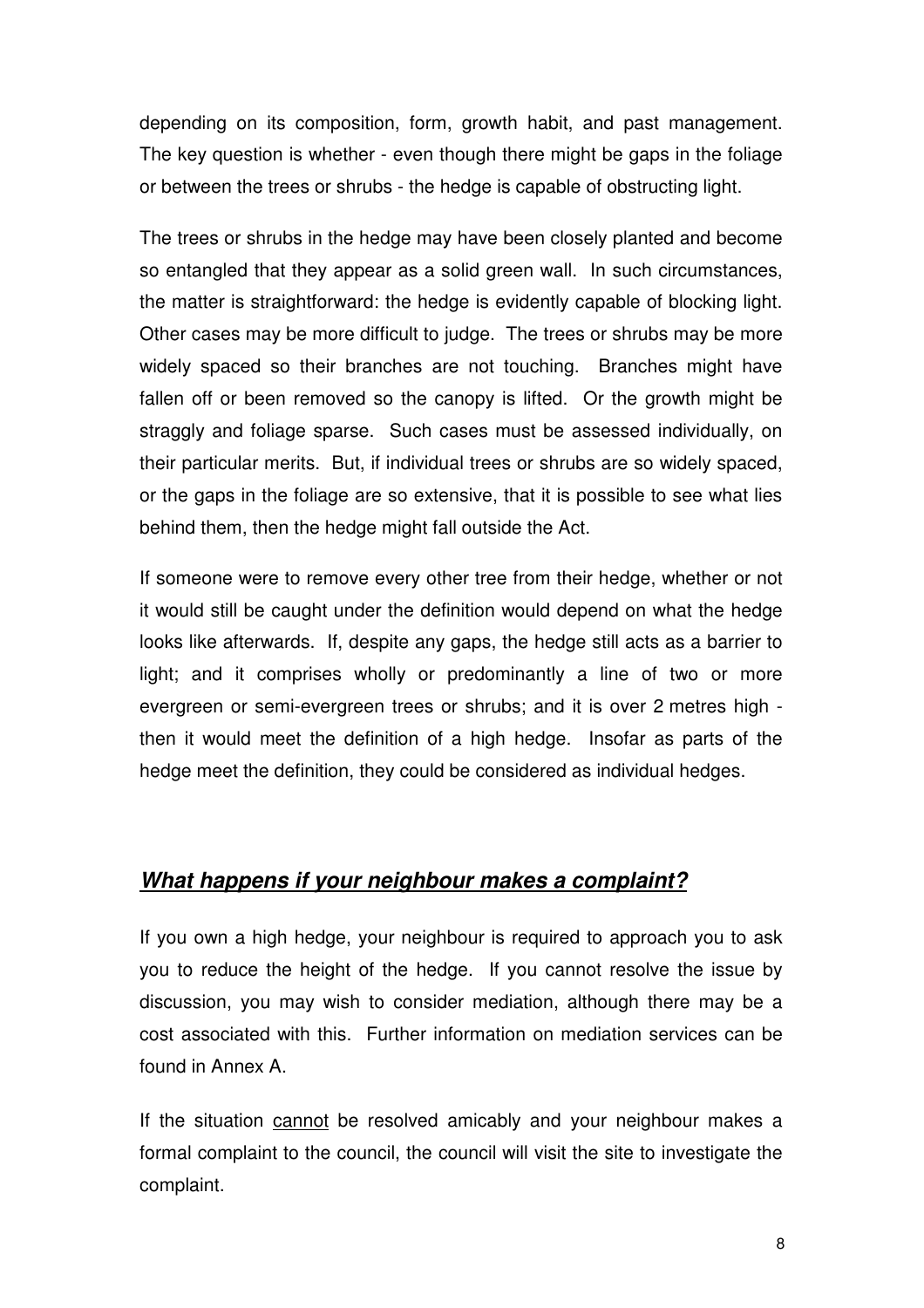depending on its composition, form, growth habit, and past management. The key question is whether - even though there might be gaps in the foliage or between the trees or shrubs - the hedge is capable of obstructing light.

The trees or shrubs in the hedge may have been closely planted and become so entangled that they appear as a solid green wall. In such circumstances, the matter is straightforward: the hedge is evidently capable of blocking light. Other cases may be more difficult to judge. The trees or shrubs may be more widely spaced so their branches are not touching. Branches might have fallen off or been removed so the canopy is lifted. Or the growth might be straggly and foliage sparse. Such cases must be assessed individually, on their particular merits. But, if individual trees or shrubs are so widely spaced, or the gaps in the foliage are so extensive, that it is possible to see what lies behind them, then the hedge might fall outside the Act.

If someone were to remove every other tree from their hedge, whether or not it would still be caught under the definition would depend on what the hedge looks like afterwards. If, despite any gaps, the hedge still acts as a barrier to light; and it comprises wholly or predominantly a line of two or more evergreen or semi-evergreen trees or shrubs; and it is over 2 metres high - then it would meet the definition of a high hedge. Insofar as parts of the hedge meet the definition, they could be considered as individual hedges.

## ***What happens if your neighbour makes a complaint?***

If you own a high hedge, your neighbour is required to approach you to ask you to reduce the height of the hedge. If you cannot resolve the issue by discussion, you may wish to consider mediation, although there may be a cost associated with this. Further information on mediation services can be found in Annex A.

If the situation cannot be resolved amicably and your neighbour makes a formal complaint to the council, the council will visit the site to investigate the complaint.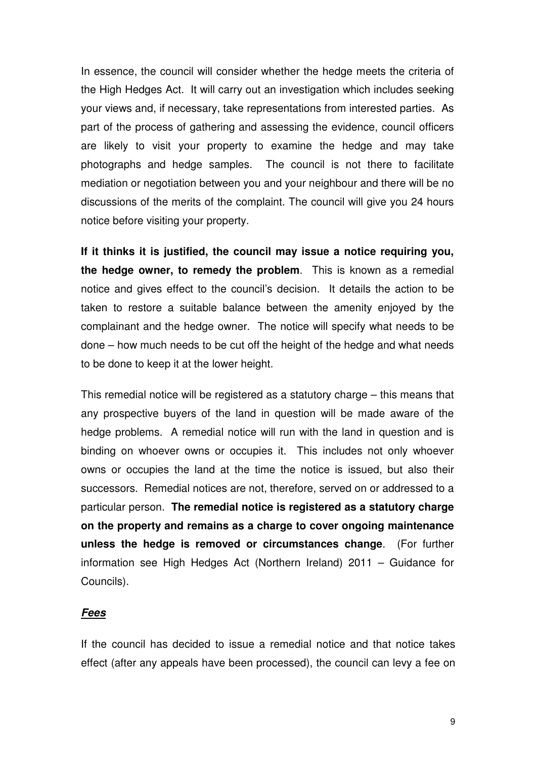In essence, the council will consider whether the hedge meets the criteria of the High Hedges Act. It will carry out an investigation which includes seeking your views and, if necessary, take representations from interested parties. As part of the process of gathering and assessing the evidence, council officers are likely to visit your property to examine the hedge and may take photographs and hedge samples. The council is not there to facilitate mediation or negotiation between you and your neighbour and there will be no discussions of the merits of the complaint. The council will give you 24 hours notice before visiting your property.

**If it thinks it is justified, the council may issue a notice requiring you, the hedge owner, to remedy the problem**. This is known as a remedial notice and gives effect to the council's decision. It details the action to be taken to restore a suitable balance between the amenity enjoyed by the complainant and the hedge owner. The notice will specify what needs to be done – how much needs to be cut off the height of the hedge and what needs to be done to keep it at the lower height.

This remedial notice will be registered as a statutory charge – this means that any prospective buyers of the land in question will be made aware of the hedge problems. A remedial notice will run with the land in question and is binding on whoever owns or occupies it. This includes not only whoever owns or occupies the land at the time the notice is issued, but also their successors. Remedial notices are not, therefore, served on or addressed to a particular person. **The remedial notice is registered as a statutory charge on the property and remains as a charge to cover ongoing maintenance unless the hedge is removed or circumstances change**. (For further information see High Hedges Act (Northern Ireland) 2011 – Guidance for Councils).

***<u>Fees</u>***

If the council has decided to issue a remedial notice and that notice takes effect (after any appeals have been processed), the council can levy a fee on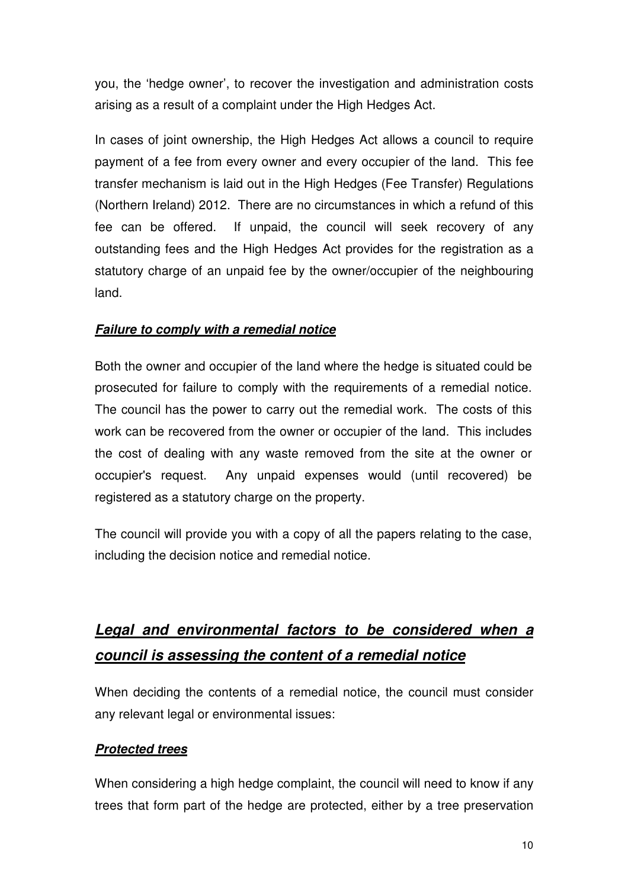you, the 'hedge owner', to recover the investigation and administration costs arising as a result of a complaint under the High Hedges Act.

In cases of joint ownership, the High Hedges Act allows a council to require payment of a fee from every owner and every occupier of the land. This fee transfer mechanism is laid out in the High Hedges (Fee Transfer) Regulations (Northern Ireland) 2012. There are no circumstances in which a refund of this fee can be offered. If unpaid, the council will seek recovery of any outstanding fees and the High Hedges Act provides for the registration as a statutory charge of an unpaid fee by the owner/occupier of the neighbouring land.

***Failure to comply with a remedial notice***

Both the owner and occupier of the land where the hedge is situated could be prosecuted for failure to comply with the requirements of a remedial notice. The council has the power to carry out the remedial work. The costs of this work can be recovered from the owner or occupier of the land. This includes the cost of dealing with any waste removed from the site at the owner or occupier's request. Any unpaid expenses would (until recovered) be registered as a statutory charge on the property.

The council will provide you with a copy of all the papers relating to the case, including the decision notice and remedial notice.

## ***Legal and environmental factors to be considered when a council is assessing the content of a remedial notice***

When deciding the contents of a remedial notice, the council must consider any relevant legal or environmental issues:

***Protected trees***

When considering a high hedge complaint, the council will need to know if any trees that form part of the hedge are protected, either by a tree preservation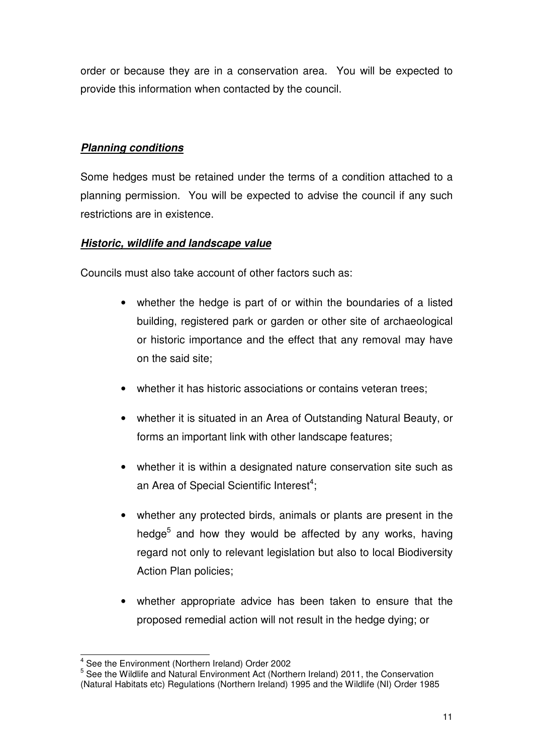order or because they are in a conservation area. You will be expected to provide this information when contacted by the council.

***Planning conditions***

Some hedges must be retained under the terms of a condition attached to a planning permission. You will be expected to advise the council if any such restrictions are in existence.

***Historic, wildlife and landscape value***

Councils must also take account of other factors such as:

- whether the hedge is part of or within the boundaries of a listed building, registered park or garden or other site of archaeological or historic importance and the effect that any removal may have on the said site;
- whether it has historic associations or contains veteran trees;
- whether it is situated in an Area of Outstanding Natural Beauty, or forms an important link with other landscape features;
- whether it is within a designated nature conservation site such as an Area of Special Scientific Interest[4];
- whether any protected birds, animals or plants are present in the hedge[5] and how they would be affected by any works, having regard not only to relevant legislation but also to local Biodiversity Action Plan policies;
- whether appropriate advice has been taken to ensure that the proposed remedial action will not result in the hedge dying; or

---

[4] See the Environment (Northern Ireland) Order 2002

[5] See the Wildlife and Natural Environment Act (Northern Ireland) 2011, the Conservation (Natural Habitats etc) Regulations (Northern Ireland) 1995 and the Wildlife (NI) Order 1985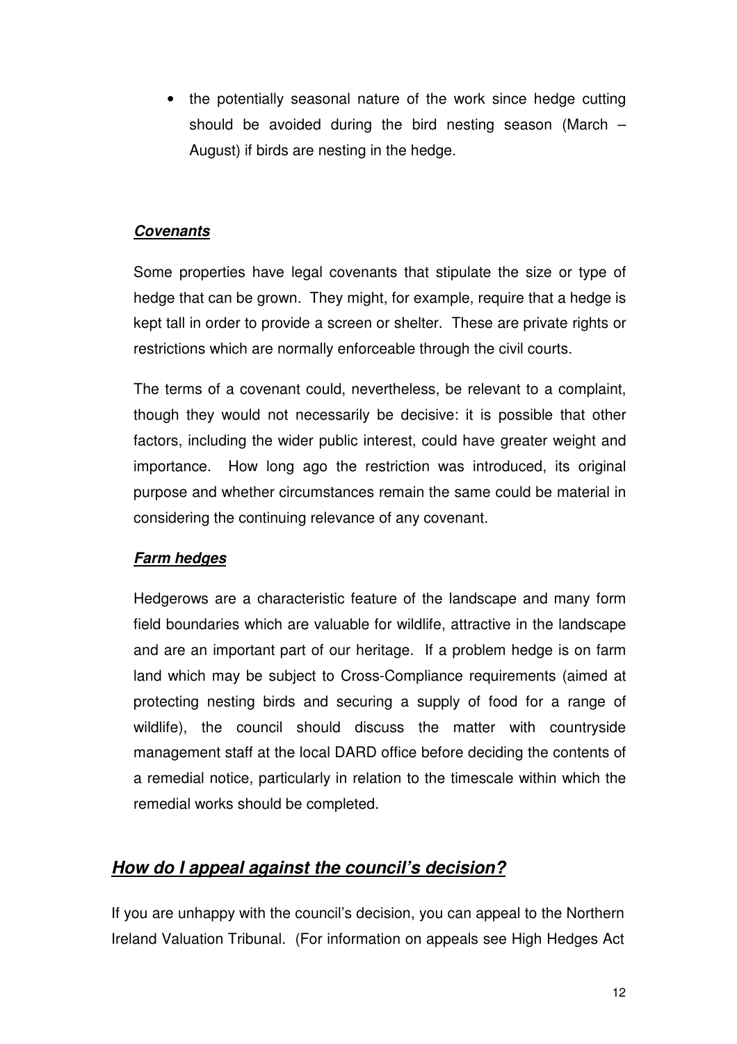- the potentially seasonal nature of the work since hedge cutting should be avoided during the bird nesting season (March – August) if birds are nesting in the hedge.

***Covenants***

Some properties have legal covenants that stipulate the size or type of hedge that can be grown. They might, for example, require that a hedge is kept tall in order to provide a screen or shelter. These are private rights or restrictions which are normally enforceable through the civil courts.

The terms of a covenant could, nevertheless, be relevant to a complaint, though they would not necessarily be decisive: it is possible that other factors, including the wider public interest, could have greater weight and importance. How long ago the restriction was introduced, its original purpose and whether circumstances remain the same could be material in considering the continuing relevance of any covenant.

***Farm hedges***

Hedgerows are a characteristic feature of the landscape and many form field boundaries which are valuable for wildlife, attractive in the landscape and are an important part of our heritage. If a problem hedge is on farm land which may be subject to Cross-Compliance requirements (aimed at protecting nesting birds and securing a supply of food for a range of wildlife), the council should discuss the matter with countryside management staff at the local DARD office before deciding the contents of a remedial notice, particularly in relation to the timescale within which the remedial works should be completed.

## ***How do I appeal against the council's decision?***

If you are unhappy with the council's decision, you can appeal to the Northern Ireland Valuation Tribunal. (For information on appeals see High Hedges Act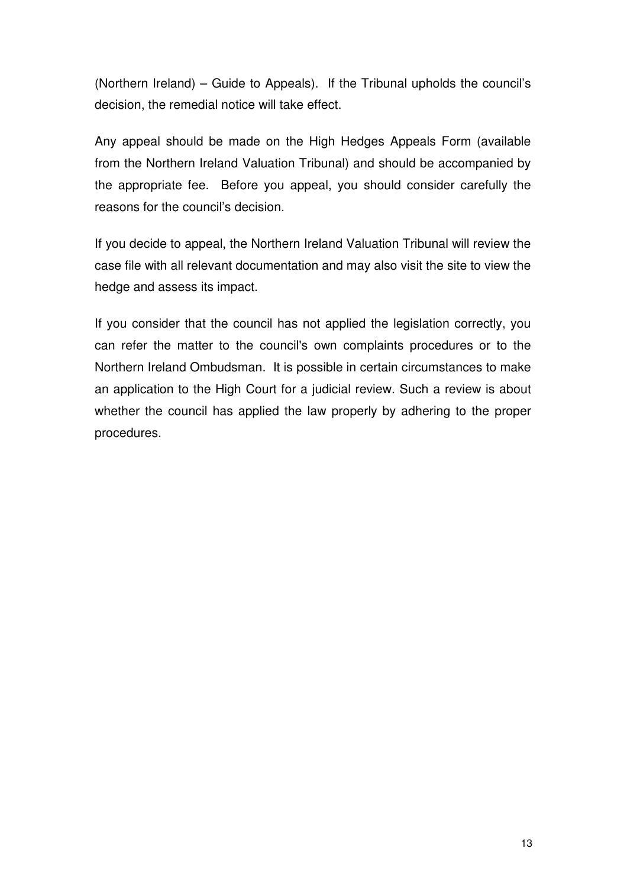(Northern Ireland) – Guide to Appeals). If the Tribunal upholds the council's decision, the remedial notice will take effect.

Any appeal should be made on the High Hedges Appeals Form (available from the Northern Ireland Valuation Tribunal) and should be accompanied by the appropriate fee. Before you appeal, you should consider carefully the reasons for the council's decision.

If you decide to appeal, the Northern Ireland Valuation Tribunal will review the case file with all relevant documentation and may also visit the site to view the hedge and assess its impact.

If you consider that the council has not applied the legislation correctly, you can refer the matter to the council's own complaints procedures or to the Northern Ireland Ombudsman. It is possible in certain circumstances to make an application to the High Court for a judicial review. Such a review is about whether the council has applied the law properly by adhering to the proper procedures.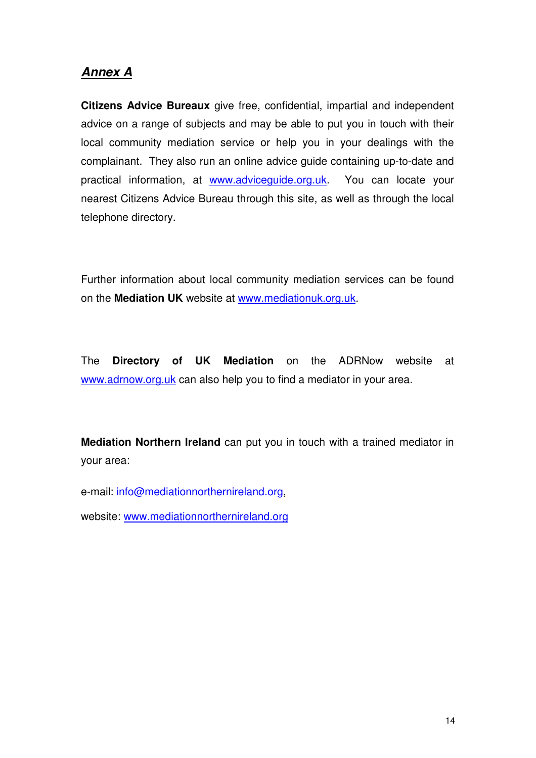## ***Annex A***

**Citizens Advice Bureaux** give free, confidential, impartial and independent advice on a range of subjects and may be able to put you in touch with their local community mediation service or help you in your dealings with the complainant. They also run an online advice guide containing up-to-date and practical information, at www.adviceguide.org.uk. You can locate your nearest Citizens Advice Bureau through this site, as well as through the local telephone directory.

Further information about local community mediation services can be found on the **Mediation UK** website at www.mediationuk.org.uk.

The **Directory of UK Mediation** on the ADRNow website at www.adrnow.org.uk can also help you to find a mediator in your area.

**Mediation Northern Ireland** can put you in touch with a trained mediator in your area:

e-mail: info@mediationnorthernireland.org,

website: www.mediationnorthernireland.org